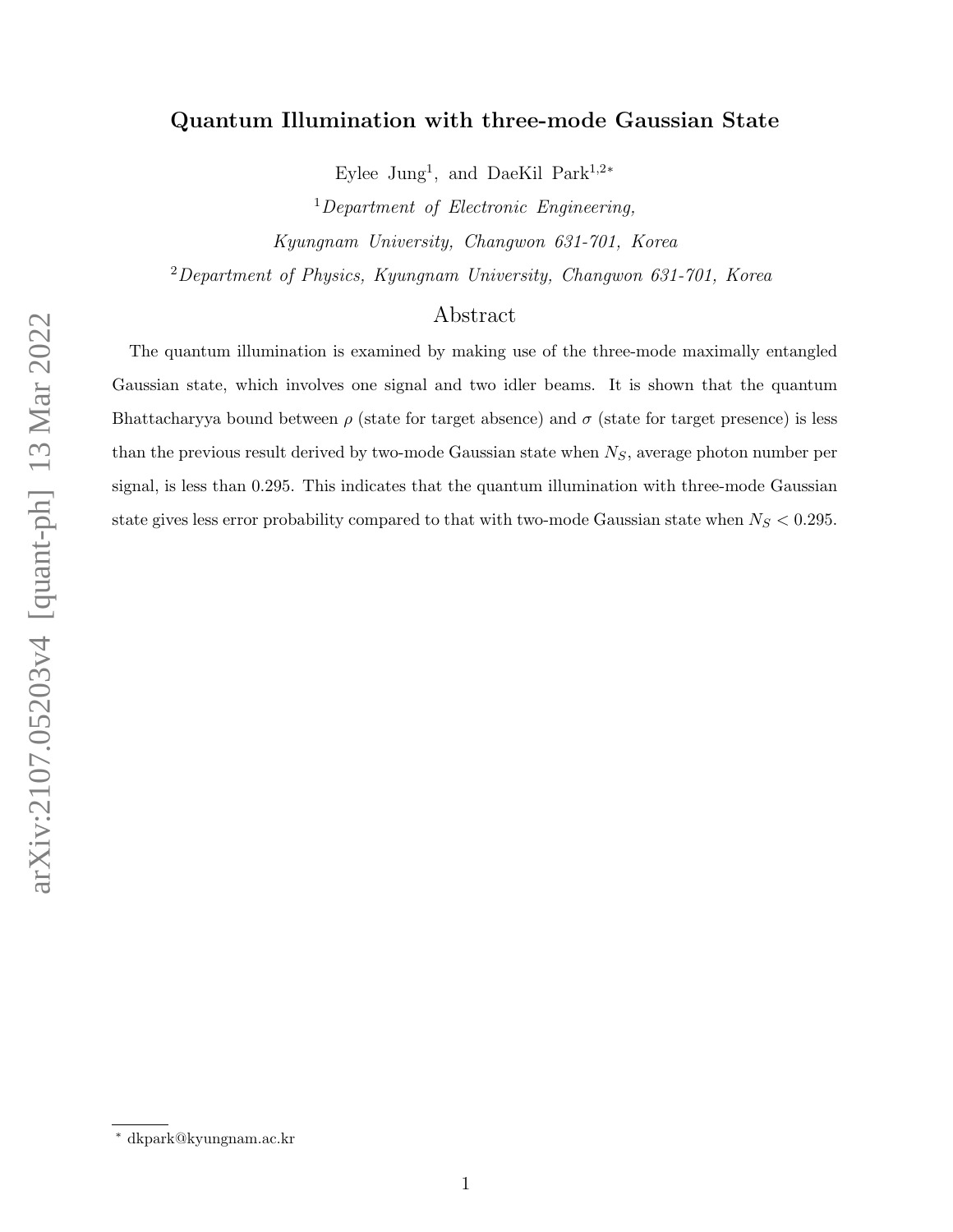# Quantum Illumination with three-mode Gaussian State

Eylee Jung[1], and DaeKil Park[1,2*]

[1] *Department of Electronic Engineering, Kyungnam University, Changwon 631-701, Korea*

[2] *Department of Physics, Kyungnam University, Changwon 631-701, Korea*

## Abstract

The quantum illumination is examined by making use of the three-mode maximally entangled Gaussian state, which involves one signal and two idler beams. It is shown that the quantum Bhattacharyya bound between $\rho$ (state for target absence) and $\sigma$ (state for target presence) is less than the previous result derived by two-mode Gaussian state when $N_S$, average photon number per signal, is less than 0.295. This indicates that the quantum illumination with three-mode Gaussian state gives less error probability compared to that with two-mode Gaussian state when $N_S < 0.295$.

[*] dkpark@kyungnam.ac.kr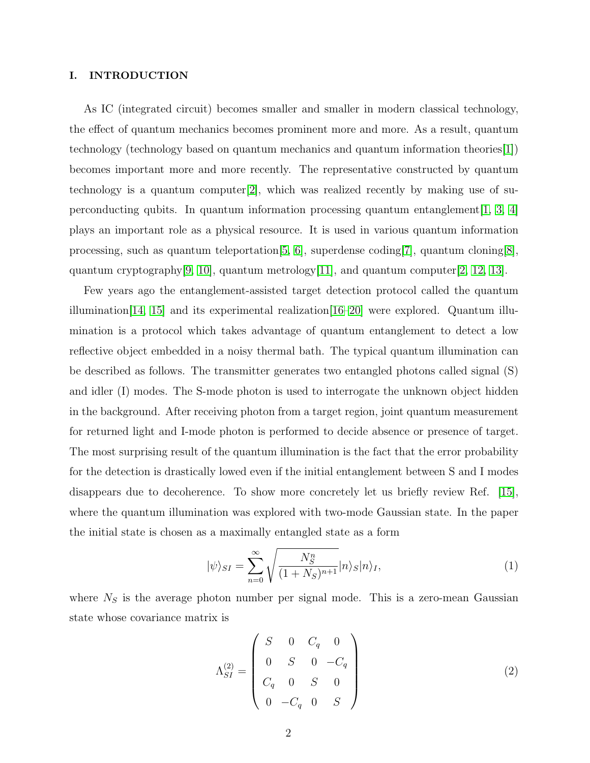## I. INTRODUCTION

As IC (integrated circuit) becomes smaller and smaller in modern classical technology, the effect of quantum mechanics becomes prominent more and more. As a result, quantum technology (technology based on quantum mechanics and quantum information theories[1]) becomes important more and more recently. The representative constructed by quantum technology is a quantum computer[2], which was realized recently by making use of superconducting qubits. In quantum information processing quantum entanglement[1, 3, 4] plays an important role as a physical resource. It is used in various quantum information processing, such as quantum teleportation[5, 6], superdense coding[7], quantum cloning[8], quantum cryptography[9, 10], quantum metrology[11], and quantum computer[2, 12, 13].

Few years ago the entanglement-assisted target detection protocol called the quantum illumination[14, 15] and its experimental realization[16–20] were explored. Quantum illumination is a protocol which takes advantage of quantum entanglement to detect a low reflective object embedded in a noisy thermal bath. The typical quantum illumination can be described as follows. The transmitter generates two entangled photons called signal (S) and idler (I) modes. The S-mode photon is used to interrogate the unknown object hidden in the background. After receiving photon from a target region, joint quantum measurement for returned light and I-mode photon is performed to decide absence or presence of target. The most surprising result of the quantum illumination is the fact that the error probability for the detection is drastically lowed even if the initial entanglement between S and I modes disappears due to decoherence. To show more concretely let us briefly review Ref. [15], where the quantum illumination was explored with two-mode Gaussian state. In the paper the initial state is chosen as a maximally entangled state as a form

$$|\psi\rangle_{SI} = \sum_{n=0}^{\infty} \sqrt{\frac{N_S^n}{(1+N_S)^{n+1}}} |n\rangle_S |n\rangle_I, \tag{1}$$

where $N_S$ is the average photon number per signal mode. This is a zero-mean Gaussian state whose covariance matrix is

$$\Lambda_{SI}^{(2)} = \begin{pmatrix} S & 0 & C_q & 0 \\ 0 & S & 0 & -C_q \\ C_q & 0 & S & 0 \\ 0 & -C_q & 0 & S \end{pmatrix} \tag{2}$$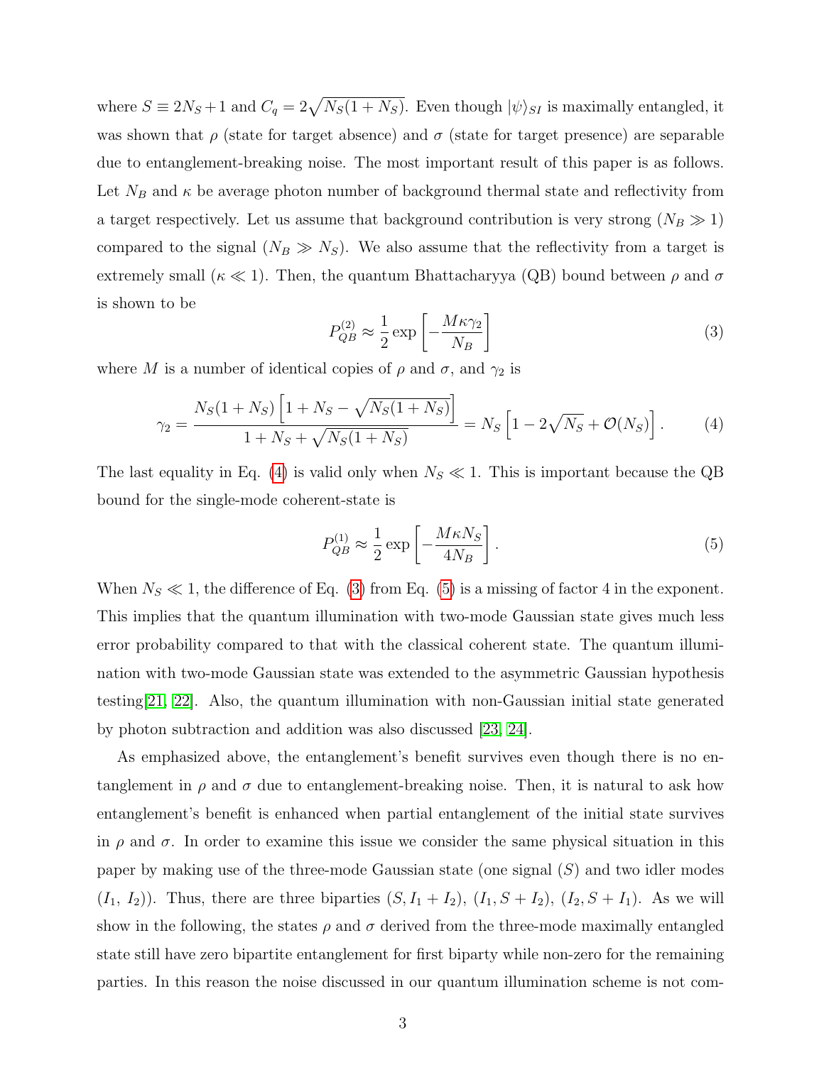where $S \equiv 2N_S + 1$ and $C_q = 2\sqrt{N_S(1+N_S)}$. Even though $|\psi\rangle_{SI}$ is maximally entangled, it was shown that $\rho$ (state for target absence) and $\sigma$ (state for target presence) are separable due to entanglement-breaking noise. The most important result of this paper is as follows. Let $N_B$ and $\kappa$ be average photon number of background thermal state and reflectivity from a target respectively. Let us assume that background contribution is very strong ($N_B \gg 1$) compared to the signal ($N_B \gg N_S$). We also assume that the reflectivity from a target is extremely small ($\kappa \ll 1$). Then, the quantum Bhattacharyya (QB) bound between $\rho$ and $\sigma$ is shown to be

$$P_{QB}^{(2)} \approx \frac{1}{2} \exp\left[-\frac{M\kappa\gamma_2}{N_B}\right] \tag{3}$$

where $M$ is a number of identical copies of $\rho$ and $\sigma$, and $\gamma_2$ is

$$\gamma_2 = \frac{N_S(1+N_S)\left[1+N_S-\sqrt{N_S(1+N_S)}\right]}{1+N_S+\sqrt{N_S(1+N_S)}} = N_S\left[1-2\sqrt{N_S}+\mathcal{O}(N_S)\right]. \tag{4}$$

The last equality in Eq. (4) is valid only when $N_S \ll 1$. This is important because the QB bound for the single-mode coherent-state is

$$P_{QB}^{(1)} \approx \frac{1}{2} \exp\left[-\frac{M\kappa N_S}{4N_B}\right]. \tag{5}$$

When $N_S \ll 1$, the difference of Eq. (3) from Eq. (5) is a missing of factor 4 in the exponent. This implies that the quantum illumination with two-mode Gaussian state gives much less error probability compared to that with the classical coherent state. The quantum illumination with two-mode Gaussian state was extended to the asymmetric Gaussian hypothesis testing[21, 22]. Also, the quantum illumination with non-Gaussian initial state generated by photon subtraction and addition was also discussed [23, 24].

As emphasized above, the entanglement's benefit survives even though there is no entanglement in $\rho$ and $\sigma$ due to entanglement-breaking noise. Then, it is natural to ask how entanglement's benefit is enhanced when partial entanglement of the initial state survives in $\rho$ and $\sigma$. In order to examine this issue we consider the same physical situation in this paper by making use of the three-mode Gaussian state (one signal ($S$) and two idler modes ($I_1$, $I_2$)). Thus, there are three biparties $(S, I_1+I_2)$, $(I_1, S+I_2)$, $(I_2, S+I_1)$. As we will show in the following, the states $\rho$ and $\sigma$ derived from the three-mode maximally entangled state still have zero bipartite entanglement for first biparty while non-zero for the remaining parties. In this reason the noise discussed in our quantum illumination scheme is not com-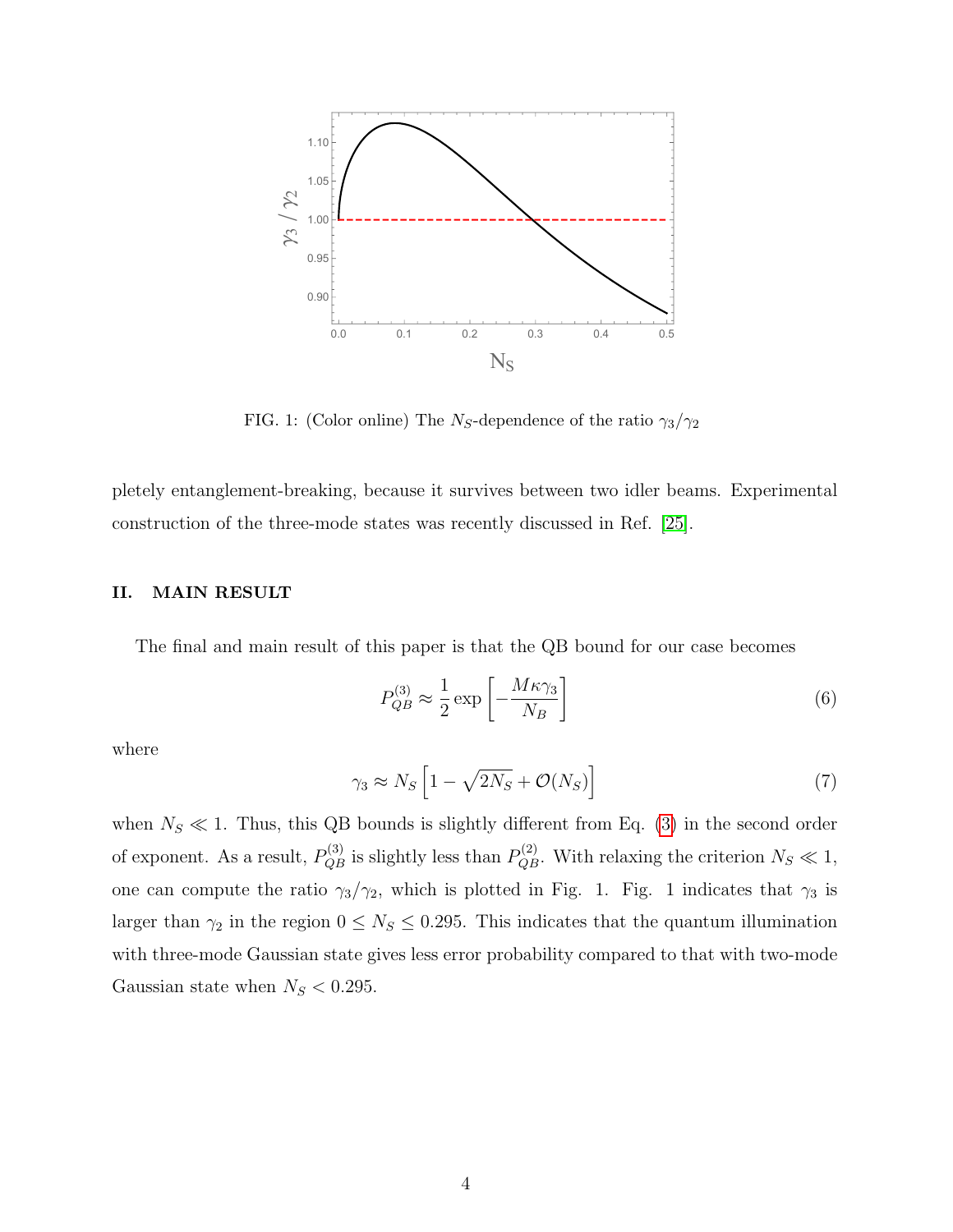FIG. 1: (Color online) The $N_S$-dependence of the ratio $\gamma_3/\gamma_2$

pletely entanglement-breaking, because it survives between two idler beams. Experimental construction of the three-mode states was recently discussed in Ref. [25].

## II. MAIN RESULT

The final and main result of this paper is that the QB bound for our case becomes

$$P_{QB}^{(3)} \approx \frac{1}{2} \exp\left[ -\frac{M \kappa \gamma_3}{N_B} \right] \tag{6}$$

where

$$\gamma_3 \approx N_S \left[ 1 - \sqrt{2 N_S} + \mathcal{O}(N_S) \right] \tag{7}$$

when $N_S \ll 1$. Thus, this QB bounds is slightly different from Eq. (3) in the second order of exponent. As a result, $P_{QB}^{(3)}$ is slightly less than $P_{QB}^{(2)}$. With relaxing the criterion $N_S \ll 1$, one can compute the ratio $\gamma_3/\gamma_2$, which is plotted in Fig. 1. Fig. 1 indicates that $\gamma_3$ is larger than $\gamma_2$ in the region $0 \leq N_S \leq 0.295$. This indicates that the quantum illumination with three-mode Gaussian state gives less error probability compared to that with two-mode Gaussian state when $N_S < 0.295$.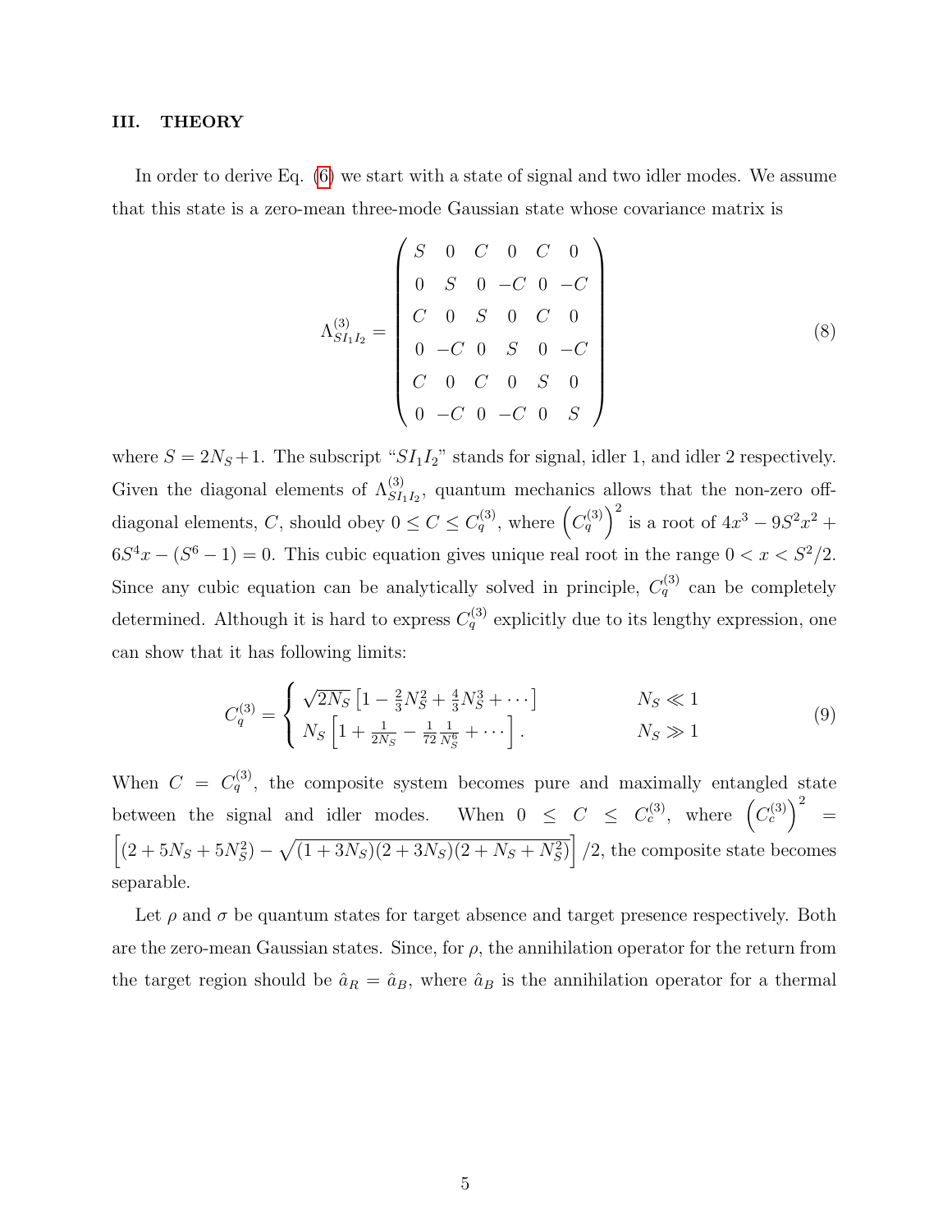## III. THEORY

In order to derive Eq. (6) we start with a state of signal and two idler modes. We assume that this state is a zero-mean three-mode Gaussian state whose covariance matrix is

$$
\Lambda^{(3)}_{SI_1I_2} = \begin{pmatrix} S & 0 & C & 0 & C & 0 \\ 0 & S & 0 & -C & 0 & -C \\ C & 0 & S & 0 & C & 0 \\ 0 & -C & 0 & S & 0 & -C \\ C & 0 & C & 0 & S & 0 \\ 0 & -C & 0 & -C & 0 & S \end{pmatrix} \tag{8}
$$

where $S = 2N_S + 1$. The subscript "$SI_1I_2$" stands for signal, idler 1, and idler 2 respectively. Given the diagonal elements of $\Lambda^{(3)}_{SI_1I_2}$, quantum mechanics allows that the non-zero off-diagonal elements, $C$, should obey $0 \leq C \leq C_q^{(3)}$, where $\left(C_q^{(3)}\right)^2$ is a root of $4x^3 - 9S^2x^2 + 6S^4x - (S^6 - 1) = 0$. This cubic equation gives unique real root in the range $0 < x < S^2/2$. Since any cubic equation can be analytically solved in principle, $C_q^{(3)}$ can be completely determined. Although it is hard to express $C_q^{(3)}$ explicitly due to its lengthy expression, one can show that it has following limits:

$$
C_q^{(3)} = \begin{cases} \sqrt{2N_S}\left[1 - \frac{2}{3}N_S^2 + \frac{4}{3}N_S^3 + \cdots\right] & N_S \ll 1 \\ N_S\left[1 + \frac{1}{2N_S} - \frac{1}{72}\frac{1}{N_S^6} + \cdots\right]. & N_S \gg 1 \end{cases} \tag{9}
$$

When $C = C_q^{(3)}$, the composite system becomes pure and maximally entangled state between the signal and idler modes. When $0 \leq C \leq C_c^{(3)}$, where $\left(C_c^{(3)}\right)^2 = \left[(2 + 5N_S + 5N_S^2) - \sqrt{(1 + 3N_S)(2 + 3N_S)(2 + N_S + N_S^2)}\right]/2$, the composite state becomes separable.

Let $\rho$ and $\sigma$ be quantum states for target absence and target presence respectively. Both are the zero-mean Gaussian states. Since, for $\rho$, the annihilation operator for the return from the target region should be $\hat{a}_R = \hat{a}_B$, where $\hat{a}_B$ is the annihilation operator for a thermal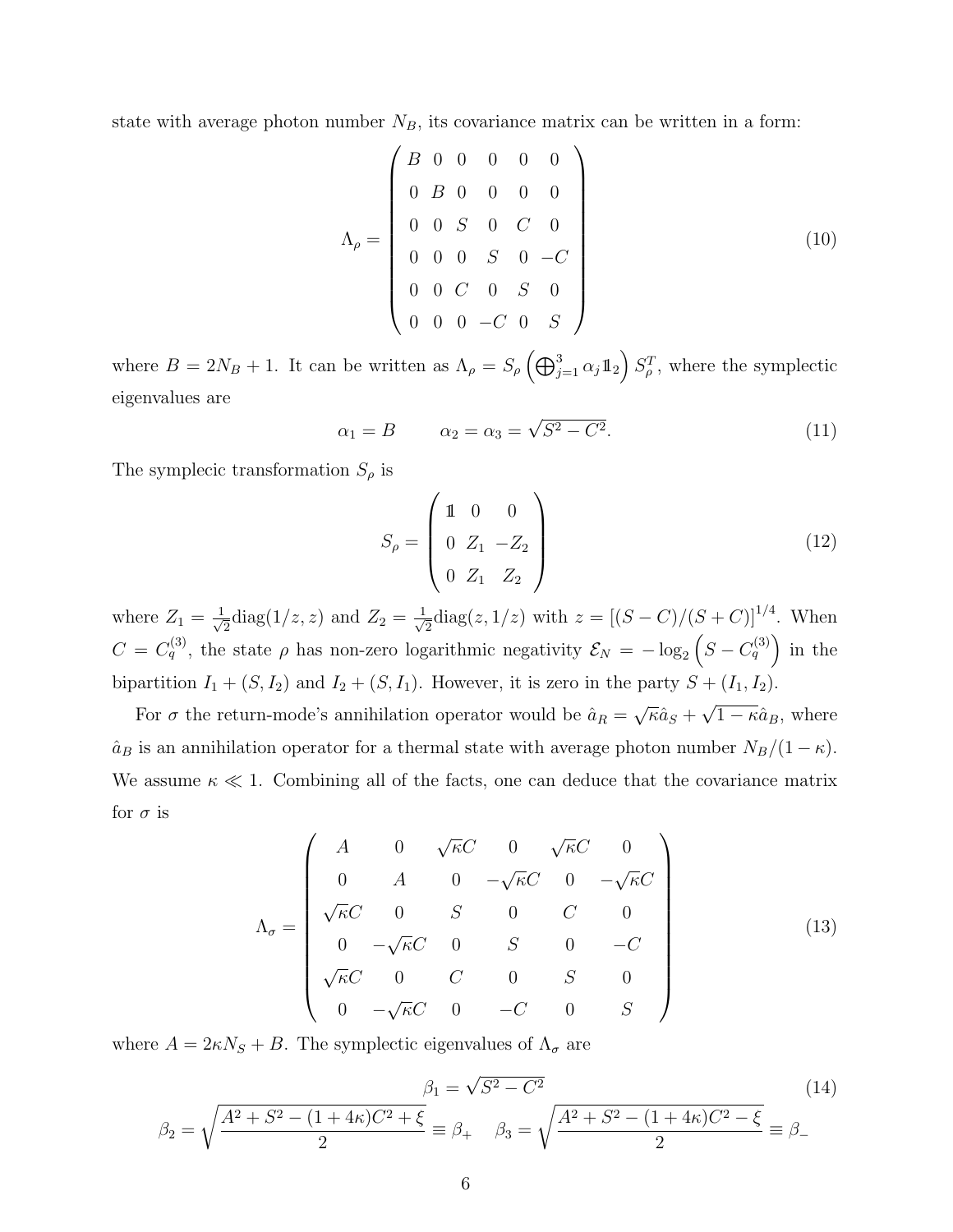state with average photon number $N_B$, its covariance matrix can be written in a form:

$$
\Lambda_\rho = \begin{pmatrix} B & 0 & 0 & 0 & 0 & 0 \\ 0 & B & 0 & 0 & 0 & 0 \\ 0 & 0 & S & 0 & C & 0 \\ 0 & 0 & 0 & S & 0 & -C \\ 0 & 0 & C & 0 & S & 0 \\ 0 & 0 & 0 & -C & 0 & S \end{pmatrix} \tag{10}
$$

where $B = 2N_B + 1$. It can be written as $\Lambda_\rho = S_\rho \left( \bigoplus_{j=1}^{3} \alpha_j \mathbb{1}_2 \right) S_\rho^T$, where the symplectic eigenvalues are

$$
\alpha_1 = B \qquad \alpha_2 = \alpha_3 = \sqrt{S^2 - C^2}. \tag{11}
$$

The symplecic transformation $S_\rho$ is

$$
S_\rho = \begin{pmatrix} \mathbb{1} & 0 & 0 \\ 0 & Z_1 & -Z_2 \\ 0 & Z_1 & Z_2 \end{pmatrix} \tag{12}
$$

where $Z_1 = \frac{1}{\sqrt{2}}\mathrm{diag}(1/z, z)$ and $Z_2 = \frac{1}{\sqrt{2}}\mathrm{diag}(z, 1/z)$ with $z = [(S-C)/(S+C)]^{1/4}$. When $C = C_q^{(3)}$, the state $\rho$ has non-zero logarithmic negativity $\mathcal{E}_N = -\log_2 \left( S - C_q^{(3)} \right)$ in the bipartition $I_1 + (S, I_2)$ and $I_2 + (S, I_1)$. However, it is zero in the party $S + (I_1, I_2)$.

For $\sigma$ the return-mode's annihilation operator would be $\hat{a}_R = \sqrt{\kappa}\hat{a}_S + \sqrt{1-\kappa}\hat{a}_B$, where $\hat{a}_B$ is an annihilation operator for a thermal state with average photon number $N_B/(1-\kappa)$. We assume $\kappa \ll 1$. Combining all of the facts, one can deduce that the covariance matrix for $\sigma$ is

$$
\Lambda_\sigma = \begin{pmatrix} A & 0 & \sqrt{\kappa}C & 0 & \sqrt{\kappa}C & 0 \\ 0 & A & 0 & -\sqrt{\kappa}C & 0 & -\sqrt{\kappa}C \\ \sqrt{\kappa}C & 0 & S & 0 & C & 0 \\ 0 & -\sqrt{\kappa}C & 0 & S & 0 & -C \\ \sqrt{\kappa}C & 0 & C & 0 & S & 0 \\ 0 & -\sqrt{\kappa}C & 0 & -C & 0 & S \end{pmatrix} \tag{13}
$$

where $A = 2\kappa N_S + B$. The symplectic eigenvalues of $\Lambda_\sigma$ are

$$
\beta_1 = \sqrt{S^2 - C^2} \tag{14}
$$

$$
\beta_2 = \sqrt{\frac{A^2 + S^2 - (1+4\kappa)C^2 + \xi}{2}} \equiv \beta_+ \quad \beta_3 = \sqrt{\frac{A^2 + S^2 - (1+4\kappa)C^2 - \xi}{2}} \equiv \beta_-
$$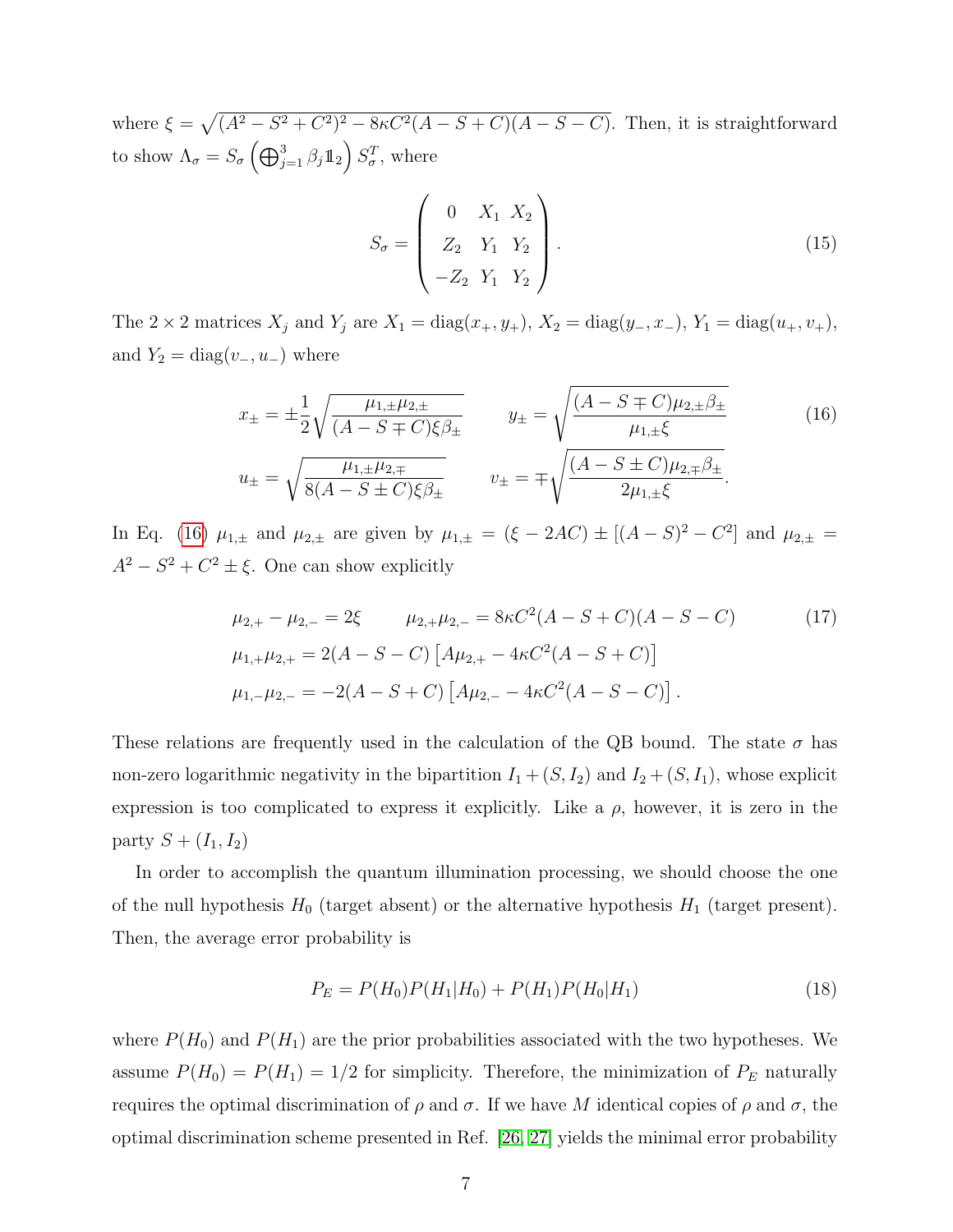where $\xi = \sqrt{(A^2 - S^2 + C^2)^2 - 8\kappa C^2 (A - S + C)(A - S - C)}$. Then, it is straightforward to show $\Lambda_\sigma = S_\sigma \left( \bigoplus_{j=1}^{3} \beta_j \mathbb{1}_2 \right) S_\sigma^T$, where

$$S_\sigma = \begin{pmatrix} 0 & X_1 & X_2 \\ Z_2 & Y_1 & Y_2 \\ -Z_2 & Y_1 & Y_2 \end{pmatrix}. \tag{15}$$

The $2 \times 2$ matrices $X_j$ and $Y_j$ are $X_1 = \text{diag}(x_+, y_+)$, $X_2 = \text{diag}(y_-, x_-)$, $Y_1 = \text{diag}(u_+, v_+)$, and $Y_2 = \text{diag}(v_-, u_-)$ where

$$x_\pm = \pm \frac{1}{2} \sqrt{\frac{\mu_{1,\pm}\mu_{2,\pm}}{(A - S \mp C)\xi\beta_\pm}} \qquad y_\pm = \sqrt{\frac{(A - S \mp C)\mu_{2,\pm}\beta_\pm}{\mu_{1,\pm}\xi}} \tag{16}$$
$$u_\pm = \sqrt{\frac{\mu_{1,\pm}\mu_{2,\mp}}{8(A - S \pm C)\xi\beta_\pm}} \qquad v_\pm = \mp \sqrt{\frac{(A - S \pm C)\mu_{2,\mp}\beta_\pm}{2\mu_{1,\pm}\xi}}.$$

In Eq. (16) $\mu_{1,\pm}$ and $\mu_{2,\pm}$ are given by $\mu_{1,\pm} = (\xi - 2AC) \pm [(A - S)^2 - C^2]$ and $\mu_{2,\pm} = A^2 - S^2 + C^2 \pm \xi$. One can show explicitly

$$\begin{aligned}
&\mu_{2,+} - \mu_{2,-} = 2\xi \qquad \mu_{2,+}\mu_{2,-} = 8\kappa C^2 (A - S + C)(A - S - C) \\
&\mu_{1,+}\mu_{2,+} = 2(A - S - C)\left[A\mu_{2,+} - 4\kappa C^2 (A - S + C)\right] \\
&\mu_{1,-}\mu_{2,-} = -2(A - S + C)\left[A\mu_{2,-} - 4\kappa C^2 (A - S - C)\right].
\end{aligned} \tag{17}$$

These relations are frequently used in the calculation of the QB bound. The state $\sigma$ has non-zero logarithmic negativity in the bipartition $I_1 + (S, I_2)$ and $I_2 + (S, I_1)$, whose explicit expression is too complicated to express it explicitly. Like a $\rho$, however, it is zero in the party $S + (I_1, I_2)$

In order to accomplish the quantum illumination processing, we should choose the one of the null hypothesis $H_0$ (target absent) or the alternative hypothesis $H_1$ (target present). Then, the average error probability is

$$P_E = P(H_0)P(H_1|H_0) + P(H_1)P(H_0|H_1) \tag{18}$$

where $P(H_0)$ and $P(H_1)$ are the prior probabilities associated with the two hypotheses. We assume $P(H_0) = P(H_1) = 1/2$ for simplicity. Therefore, the minimization of $P_E$ naturally requires the optimal discrimination of $\rho$ and $\sigma$. If we have $M$ identical copies of $\rho$ and $\sigma$, the optimal discrimination scheme presented in Ref. [26, 27] yields the minimal error probability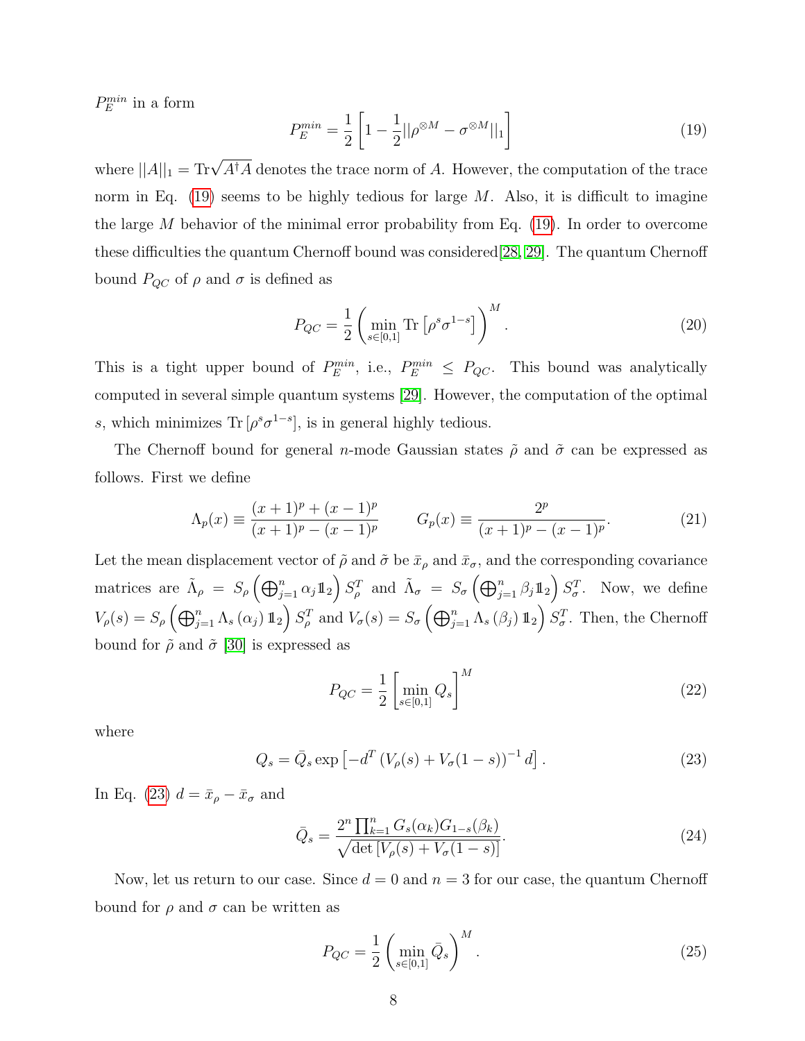$P_E^{min}$ in a form

$$P_E^{min} = \frac{1}{2}\left[1 - \frac{1}{2}||\rho^{\otimes M} - \sigma^{\otimes M}||_1\right] \tag{19}$$

where $||A||_1 = \text{Tr}\sqrt{A^\dagger A}$ denotes the trace norm of $A$. However, the computation of the trace norm in Eq. (19) seems to be highly tedious for large $M$. Also, it is difficult to imagine the large $M$ behavior of the minimal error probability from Eq. (19). In order to overcome these difficulties the quantum Chernoff bound was considered[28, 29]. The quantum Chernoff bound $P_{QC}$ of $\rho$ and $\sigma$ is defined as

$$P_{QC} = \frac{1}{2}\left(\min_{s\in[0,1]} \text{Tr}\left[\rho^s \sigma^{1-s}\right]\right)^M. \tag{20}$$

This is a tight upper bound of $P_E^{min}$, i.e., $P_E^{min} \leq P_{QC}$. This bound was analytically computed in several simple quantum systems [29]. However, the computation of the optimal $s$, which minimizes $\text{Tr}\left[\rho^s\sigma^{1-s}\right]$, is in general highly tedious.

The Chernoff bound for general $n$-mode Gaussian states $\tilde{\rho}$ and $\tilde{\sigma}$ can be expressed as follows. First we define

$$\Lambda_p(x) \equiv \frac{(x+1)^p + (x-1)^p}{(x+1)^p - (x-1)^p} \qquad G_p(x) \equiv \frac{2^p}{(x+1)^p - (x-1)^p}. \tag{21}$$

Let the mean displacement vector of $\tilde{\rho}$ and $\tilde{\sigma}$ be $\bar{x}_\rho$ and $\bar{x}_\sigma$, and the corresponding covariance matrices are $\tilde{\Lambda}_\rho = S_\rho\left(\bigoplus_{j=1}^n \alpha_j \mathbb{1}_2\right) S_\rho^T$ and $\tilde{\Lambda}_\sigma = S_\sigma\left(\bigoplus_{j=1}^n \beta_j \mathbb{1}_2\right) S_\sigma^T$. Now, we define $V_\rho(s) = S_\rho\left(\bigoplus_{j=1}^n \Lambda_s(\alpha_j)\mathbb{1}_2\right) S_\rho^T$ and $V_\sigma(s) = S_\sigma\left(\bigoplus_{j=1}^n \Lambda_s(\beta_j)\mathbb{1}_2\right) S_\sigma^T$. Then, the Chernoff bound for $\tilde{\rho}$ and $\tilde{\sigma}$ [30] is expressed as

$$P_{QC} = \frac{1}{2}\left[\min_{s\in[0,1]} Q_s\right]^M \tag{22}$$

where

$$Q_s = \bar{Q}_s \exp\left[-d^T\left(V_\rho(s) + V_\sigma(1-s)\right)^{-1} d\right]. \tag{23}$$

In Eq. (23) $d = \bar{x}_\rho - \bar{x}_\sigma$ and

$$\bar{Q}_s = \frac{2^n \prod_{k=1}^n G_s(\alpha_k) G_{1-s}(\beta_k)}{\sqrt{\det\left[V_\rho(s) + V_\sigma(1-s)\right]}}. \tag{24}$$

Now, let us return to our case. Since $d = 0$ and $n = 3$ for our case, the quantum Chernoff bound for $\rho$ and $\sigma$ can be written as

$$P_{QC} = \frac{1}{2}\left(\min_{s\in[0,1]} \bar{Q}_s\right)^M. \tag{25}$$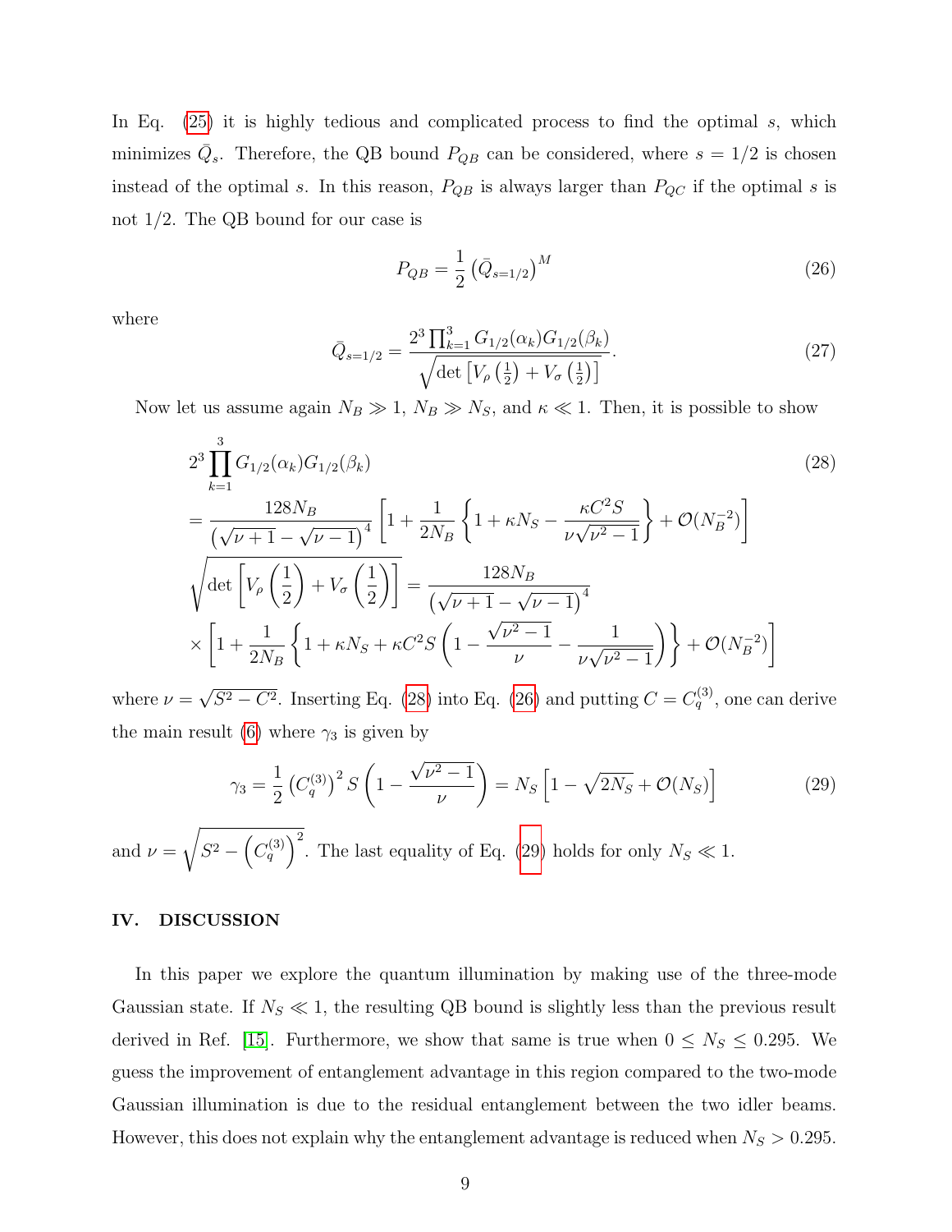In Eq. (25) it is highly tedious and complicated process to find the optimal $s$, which minimizes $\bar{Q}_s$. Therefore, the QB bound $P_{QB}$ can be considered, where $s = 1/2$ is chosen instead of the optimal $s$. In this reason, $P_{QB}$ is always larger than $P_{QC}$ if the optimal $s$ is not $1/2$. The QB bound for our case is

$$P_{QB} = \frac{1}{2} \left( \bar{Q}_{s=1/2} \right)^M \tag{26}$$

where

$$\bar{Q}_{s=1/2} = \frac{2^3 \prod_{k=1}^{3} G_{1/2}(\alpha_k) G_{1/2}(\beta_k)}{\sqrt{\det \left[ V_\rho \left( \frac{1}{2} \right) + V_\sigma \left( \frac{1}{2} \right) \right]}}. \tag{27}$$

Now let us assume again $N_B \gg 1$, $N_B \gg N_S$, and $\kappa \ll 1$. Then, it is possible to show

$$\begin{aligned}
& 2^3 \prod_{k=1}^{3} G_{1/2}(\alpha_k) G_{1/2}(\beta_k) \\
&= \frac{128 N_B}{\left( \sqrt{\nu + 1} - \sqrt{\nu - 1} \right)^4} \left[ 1 + \frac{1}{2N_B} \left\{ 1 + \kappa N_S - \frac{\kappa C^2 S}{\nu \sqrt{\nu^2 - 1}} \right\} + \mathcal{O}(N_B^{-2}) \right] \\
& \sqrt{\det \left[ V_\rho \left( \frac{1}{2} \right) + V_\sigma \left( \frac{1}{2} \right) \right]} = \frac{128 N_B}{\left( \sqrt{\nu + 1} - \sqrt{\nu - 1} \right)^4} \\
& \times \left[ 1 + \frac{1}{2N_B} \left\{ 1 + \kappa N_S + \kappa C^2 S \left( 1 - \frac{\sqrt{\nu^2 - 1}}{\nu} - \frac{1}{\nu \sqrt{\nu^2 - 1}} \right) \right\} + \mathcal{O}(N_B^{-2}) \right]
\end{aligned} \tag{28}$$

where $\nu = \sqrt{S^2 - C^2}$. Inserting Eq. (28) into Eq. (26) and putting $C = C_q^{(3)}$, one can derive the main result (6) where $\gamma_3$ is given by

$$\gamma_3 = \frac{1}{2} \left( C_q^{(3)} \right)^2 S \left( 1 - \frac{\sqrt{\nu^2 - 1}}{\nu} \right) = N_S \left[ 1 - \sqrt{2 N_S} + \mathcal{O}(N_S) \right] \tag{29}$$

and $\nu = \sqrt{S^2 - \left( C_q^{(3)} \right)^2}$. The last equality of Eq. (29) holds for only $N_S \ll 1$.

## IV. DISCUSSION

In this paper we explore the quantum illumination by making use of the three-mode Gaussian state. If $N_S \ll 1$, the resulting QB bound is slightly less than the previous result derived in Ref. [15]. Furthermore, we show that same is true when $0 \leq N_S \leq 0.295$. We guess the improvement of entanglement advantage in this region compared to the two-mode Gaussian illumination is due to the residual entanglement between the two idler beams. However, this does not explain why the entanglement advantage is reduced when $N_S > 0.295$.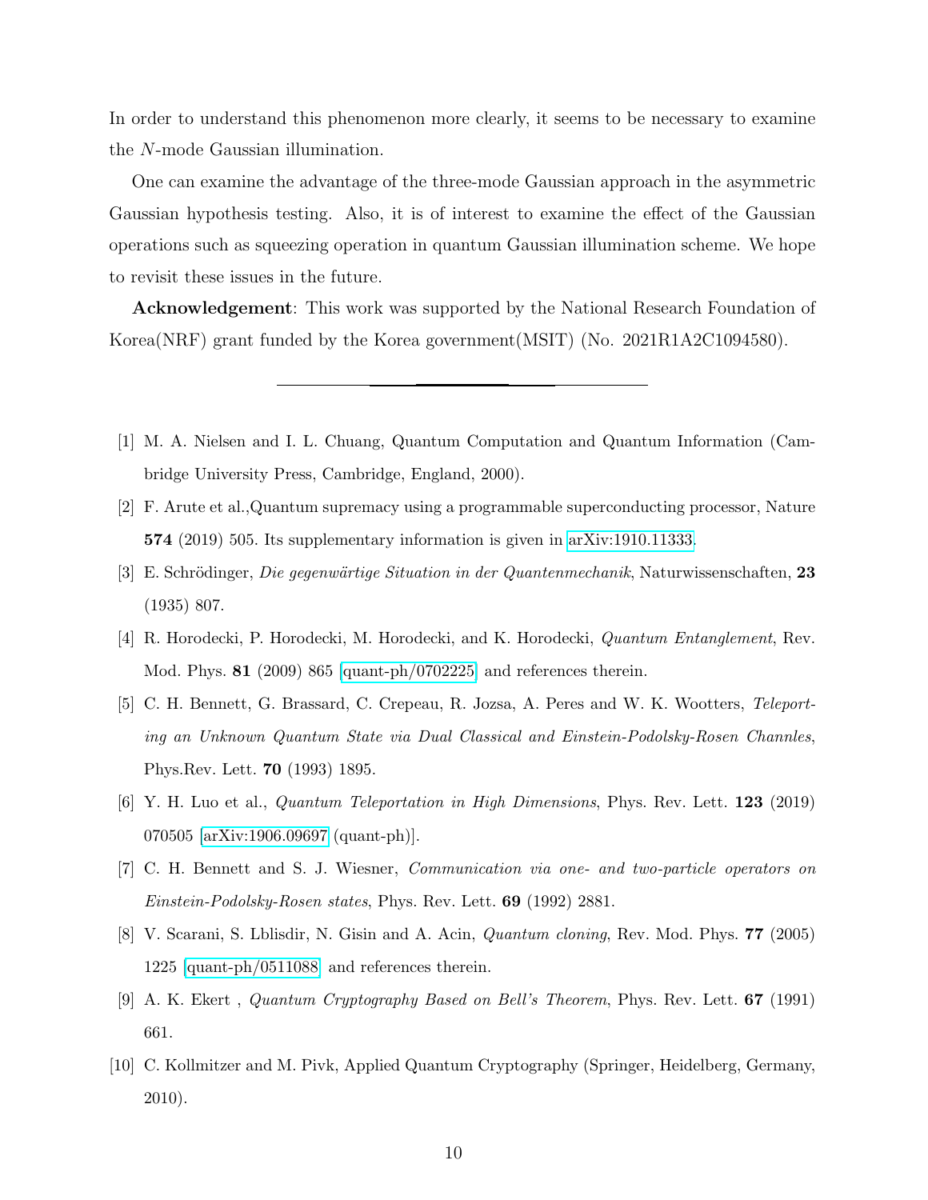In order to understand this phenomenon more clearly, it seems to be necessary to examine the $N$-mode Gaussian illumination.

One can examine the advantage of the three-mode Gaussian approach in the asymmetric Gaussian hypothesis testing. Also, it is of interest to examine the effect of the Gaussian operations such as squeezing operation in quantum Gaussian illumination scheme. We hope to revisit these issues in the future.

**Acknowledgement**: This work was supported by the National Research Foundation of Korea(NRF) grant funded by the Korea government(MSIT) (No. 2021R1A2C1094580).

---

[1] M. A. Nielsen and I. L. Chuang, Quantum Computation and Quantum Information (Cambridge University Press, Cambridge, England, 2000).

[2] F. Arute et al.,Quantum supremacy using a programmable superconducting processor, Nature **574** (2019) 505. Its supplementary information is given in arXiv:1910.11333.

[3] E. Schrödinger, *Die gegenwärtige Situation in der Quantenmechanik*, Naturwissenschaften, **23** (1935) 807.

[4] R. Horodecki, P. Horodecki, M. Horodecki, and K. Horodecki, *Quantum Entanglement*, Rev. Mod. Phys. **81** (2009) 865 [quant-ph/0702225] and references therein.

[5] C. H. Bennett, G. Brassard, C. Crepeau, R. Jozsa, A. Peres and W. K. Wootters, *Teleporting an Unknown Quantum State via Dual Classical and Einstein-Podolsky-Rosen Channles*, Phys.Rev. Lett. **70** (1993) 1895.

[6] Y. H. Luo et al., *Quantum Teleportation in High Dimensions*, Phys. Rev. Lett. **123** (2019) 070505 [arXiv:1906.09697 (quant-ph)].

[7] C. H. Bennett and S. J. Wiesner, *Communication via one- and two-particle operators on Einstein-Podolsky-Rosen states*, Phys. Rev. Lett. **69** (1992) 2881.

[8] V. Scarani, S. Lblisdir, N. Gisin and A. Acin, *Quantum cloning*, Rev. Mod. Phys. **77** (2005) 1225 [quant-ph/0511088] and references therein.

[9] A. K. Ekert , *Quantum Cryptography Based on Bell's Theorem*, Phys. Rev. Lett. **67** (1991) 661.

[10] C. Kollmitzer and M. Pivk, Applied Quantum Cryptography (Springer, Heidelberg, Germany, 2010).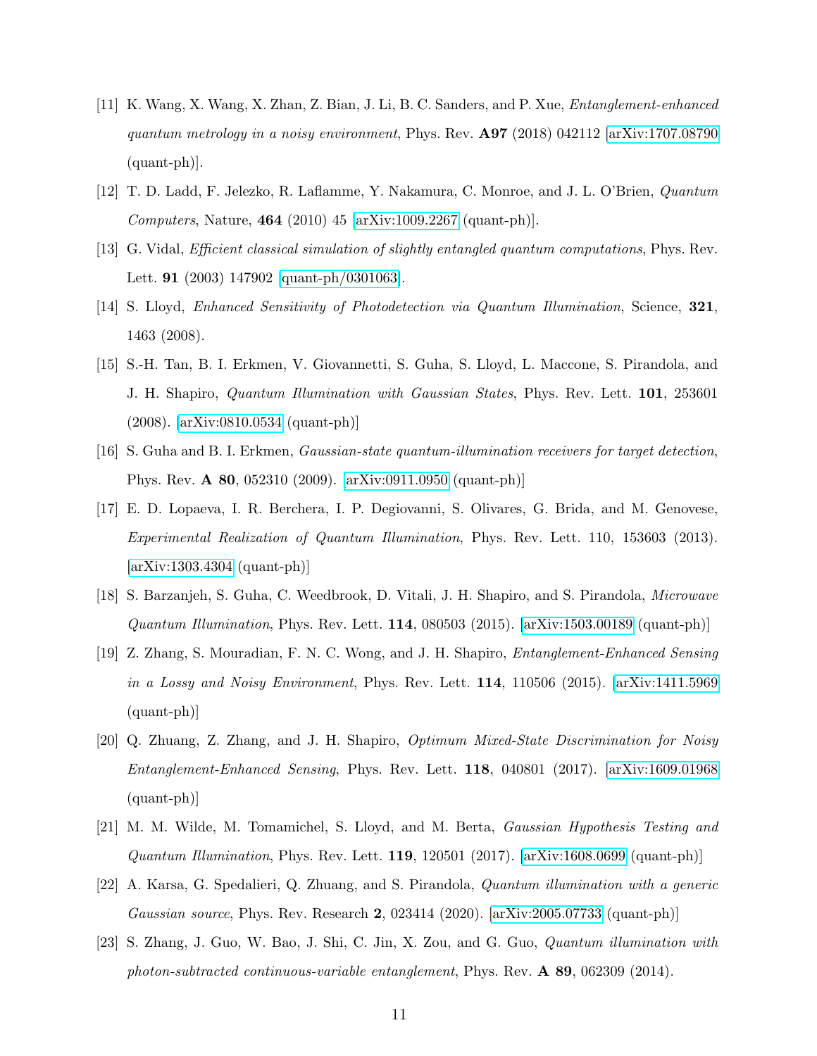[11] K. Wang, X. Wang, X. Zhan, Z. Bian, J. Li, B. C. Sanders, and P. Xue, *Entanglement-enhanced quantum metrology in a noisy environment*, Phys. Rev. **A97** (2018) 042112 [arXiv:1707.08790 (quant-ph)].

[12] T. D. Ladd, F. Jelezko, R. Laflamme, Y. Nakamura, C. Monroe, and J. L. O'Brien, *Quantum Computers*, Nature, **464** (2010) 45 [arXiv:1009.2267 (quant-ph)].

[13] G. Vidal, *Efficient classical simulation of slightly entangled quantum computations*, Phys. Rev. Lett. **91** (2003) 147902 [quant-ph/0301063].

[14] S. Lloyd, *Enhanced Sensitivity of Photodetection via Quantum Illumination*, Science, **321**, 1463 (2008).

[15] S.-H. Tan, B. I. Erkmen, V. Giovannetti, S. Guha, S. Lloyd, L. Maccone, S. Pirandola, and J. H. Shapiro, *Quantum Illumination with Gaussian States*, Phys. Rev. Lett. **101**, 253601 (2008). [arXiv:0810.0534 (quant-ph)]

[16] S. Guha and B. I. Erkmen, *Gaussian-state quantum-illumination receivers for target detection*, Phys. Rev. **A 80**, 052310 (2009). [arXiv:0911.0950 (quant-ph)]

[17] E. D. Lopaeva, I. R. Berchera, I. P. Degiovanni, S. Olivares, G. Brida, and M. Genovese, *Experimental Realization of Quantum Illumination*, Phys. Rev. Lett. 110, 153603 (2013). [arXiv:1303.4304 (quant-ph)]

[18] S. Barzanjeh, S. Guha, C. Weedbrook, D. Vitali, J. H. Shapiro, and S. Pirandola, *Microwave Quantum Illumination*, Phys. Rev. Lett. **114**, 080503 (2015). [arXiv:1503.00189 (quant-ph)]

[19] Z. Zhang, S. Mouradian, F. N. C. Wong, and J. H. Shapiro, *Entanglement-Enhanced Sensing in a Lossy and Noisy Environment*, Phys. Rev. Lett. **114**, 110506 (2015). [arXiv:1411.5969 (quant-ph)]

[20] Q. Zhuang, Z. Zhang, and J. H. Shapiro, *Optimum Mixed-State Discrimination for Noisy Entanglement-Enhanced Sensing*, Phys. Rev. Lett. **118**, 040801 (2017). [arXiv:1609.01968 (quant-ph)]

[21] M. M. Wilde, M. Tomamichel, S. Lloyd, and M. Berta, *Gaussian Hypothesis Testing and Quantum Illumination*, Phys. Rev. Lett. **119**, 120501 (2017). [arXiv:1608.0699 (quant-ph)]

[22] A. Karsa, G. Spedalieri, Q. Zhuang, and S. Pirandola, *Quantum illumination with a generic Gaussian source*, Phys. Rev. Research **2**, 023414 (2020). [arXiv:2005.07733 (quant-ph)]

[23] S. Zhang, J. Guo, W. Bao, J. Shi, C. Jin, X. Zou, and G. Guo, *Quantum illumination with photon-subtracted continuous-variable entanglement*, Phys. Rev. **A 89**, 062309 (2014).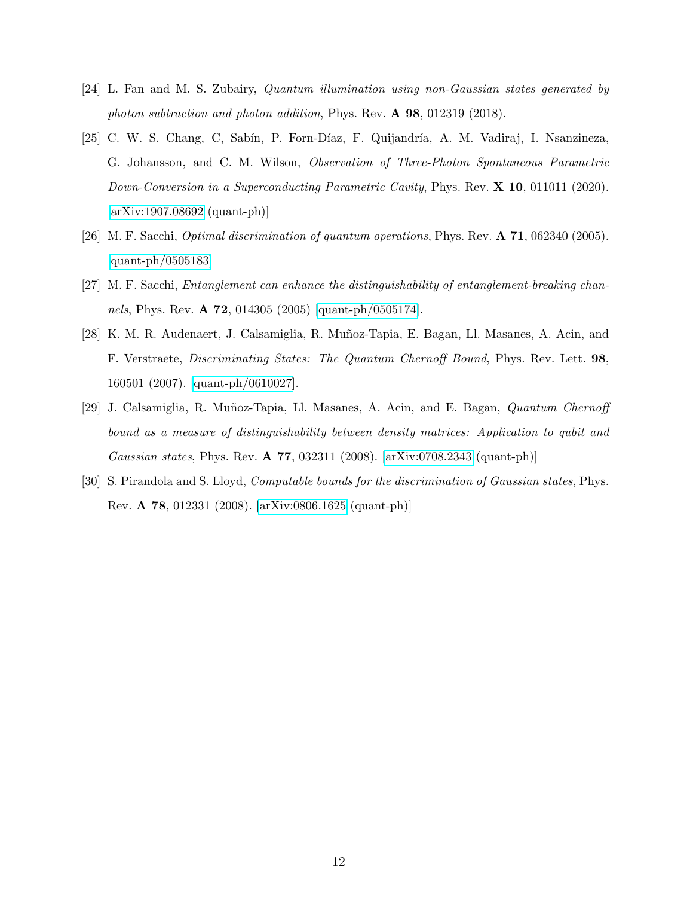[24] L. Fan and M. S. Zubairy, *Quantum illumination using non-Gaussian states generated by photon subtraction and photon addition*, Phys. Rev. **A 98**, 012319 (2018).

[25] C. W. S. Chang, C, Sabín, P. Forn-Díaz, F. Quijandría, A. M. Vadiraj, I. Nsanzineza, G. Johansson, and C. M. Wilson, *Observation of Three-Photon Spontaneous Parametric Down-Conversion in a Superconducting Parametric Cavity*, Phys. Rev. **X 10**, 011011 (2020). [arXiv:1907.08692 (quant-ph)]

[26] M. F. Sacchi, *Optimal discrimination of quantum operations*, Phys. Rev. **A 71**, 062340 (2005). [quant-ph/0505183]

[27] M. F. Sacchi, *Entanglement can enhance the distinguishability of entanglement-breaking channels*, Phys. Rev. **A 72**, 014305 (2005) [quant-ph/0505174].

[28] K. M. R. Audenaert, J. Calsamiglia, R. Muñoz-Tapia, E. Bagan, Ll. Masanes, A. Acin, and F. Verstraete, *Discriminating States: The Quantum Chernoff Bound*, Phys. Rev. Lett. **98**, 160501 (2007). [quant-ph/0610027].

[29] J. Calsamiglia, R. Muñoz-Tapia, Ll. Masanes, A. Acin, and E. Bagan, *Quantum Chernoff bound as a measure of distinguishability between density matrices: Application to qubit and Gaussian states*, Phys. Rev. **A 77**, 032311 (2008). [arXiv:0708.2343 (quant-ph)]

[30] S. Pirandola and S. Lloyd, *Computable bounds for the discrimination of Gaussian states*, Phys. Rev. **A 78**, 012331 (2008). [arXiv:0806.1625 (quant-ph)]